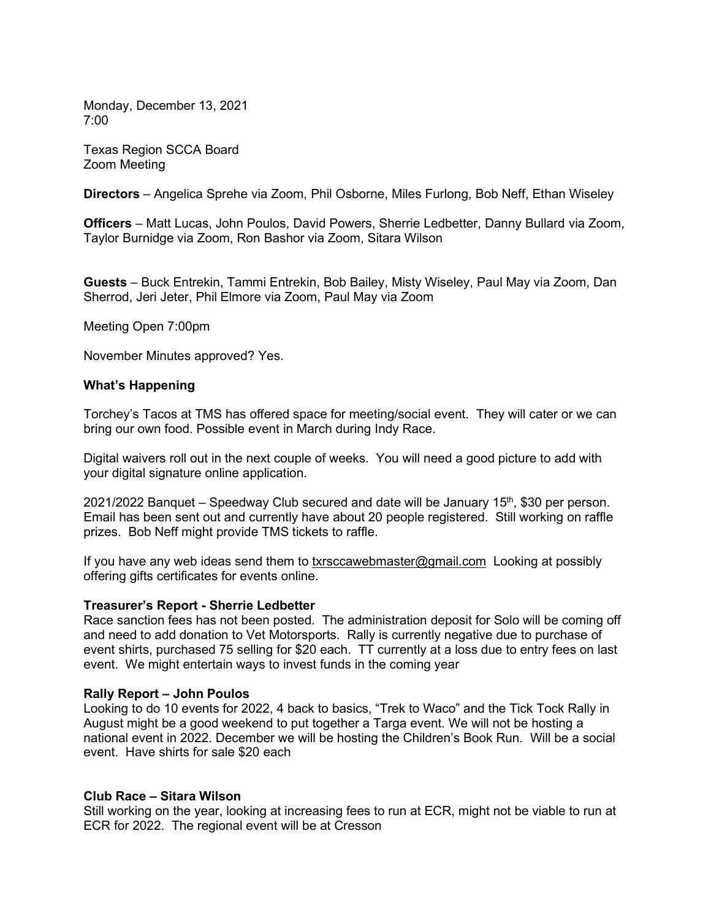Monday, December 13, 2021
7:00

Texas Region SCCA Board
Zoom Meeting

**Directors** – Angelica Sprehe via Zoom, Phil Osborne, Miles Furlong, Bob Neff, Ethan Wiseley

**Officers** – Matt Lucas, John Poulos, David Powers, Sherrie Ledbetter, Danny Bullard via Zoom, Taylor Burnidge via Zoom, Ron Bashor via Zoom, Sitara Wilson

**Guests** – Buck Entrekin, Tammi Entrekin, Bob Bailey, Misty Wiseley, Paul May via Zoom, Dan Sherrod, Jeri Jeter, Phil Elmore via Zoom, Paul May via Zoom

Meeting Open 7:00pm

November Minutes approved? Yes.

**What's Happening**

Torchey's Tacos at TMS has offered space for meeting/social event. They will cater or we can bring our own food. Possible event in March during Indy Race.

Digital waivers roll out in the next couple of weeks. You will need a good picture to add with your digital signature online application.

2021/2022 Banquet – Speedway Club secured and date will be January 15th, $30 per person. Email has been sent out and currently have about 20 people registered. Still working on raffle prizes. Bob Neff might provide TMS tickets to raffle.

If you have any web ideas send them to txrsccawebmaster@gmail.com Looking at possibly offering gifts certificates for events online.

**Treasurer's Report - Sherrie Ledbetter**
Race sanction fees has not been posted. The administration deposit for Solo will be coming off and need to add donation to Vet Motorsports. Rally is currently negative due to purchase of event shirts, purchased 75 selling for $20 each. TT currently at a loss due to entry fees on last event. We might entertain ways to invest funds in the coming year

**Rally Report – John Poulos**
Looking to do 10 events for 2022, 4 back to basics, "Trek to Waco" and the Tick Tock Rally in August might be a good weekend to put together a Targa event. We will not be hosting a national event in 2022. December we will be hosting the Children's Book Run. Will be a social event. Have shirts for sale $20 each

**Club Race – Sitara Wilson**
Still working on the year, looking at increasing fees to run at ECR, might not be viable to run at ECR for 2022. The regional event will be at Cresson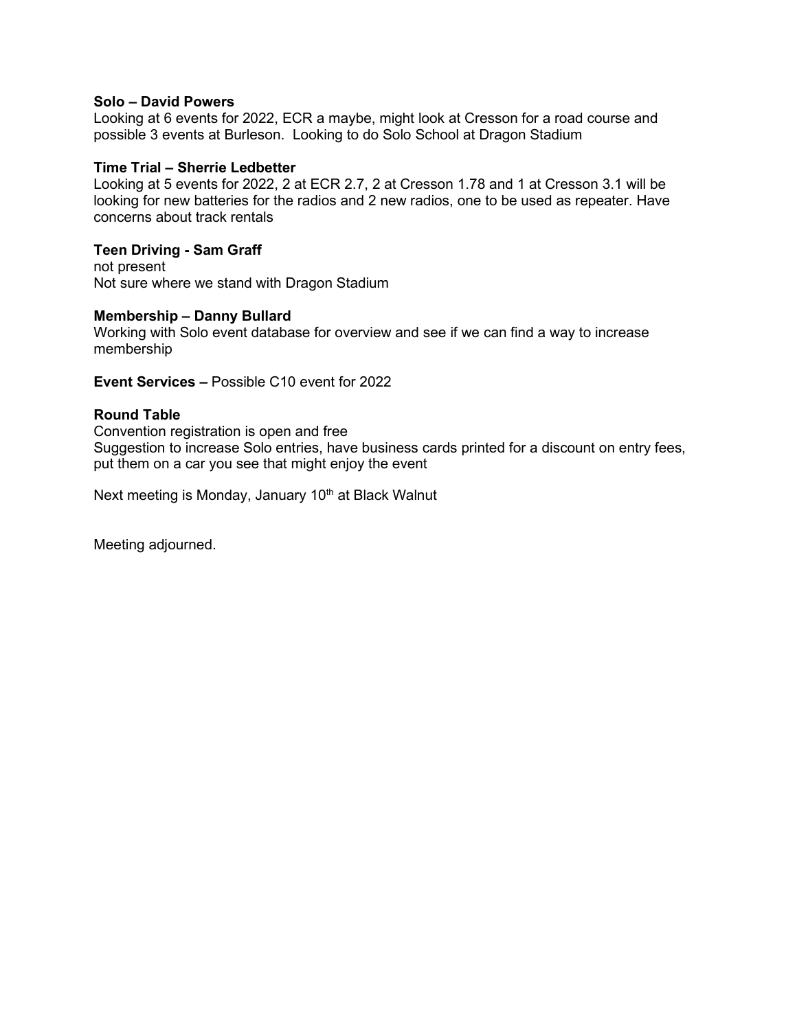**Solo – David Powers**
Looking at 6 events for 2022, ECR a maybe, might look at Cresson for a road course and possible 3 events at Burleson.  Looking to do Solo School at Dragon Stadium

**Time Trial – Sherrie Ledbetter**
Looking at 5 events for 2022, 2 at ECR 2.7, 2 at Cresson 1.78 and 1 at Cresson 3.1 will be looking for new batteries for the radios and 2 new radios, one to be used as repeater. Have concerns about track rentals

**Teen Driving - Sam Graff**
not present
Not sure where we stand with Dragon Stadium

**Membership – Danny Bullard**
Working with Solo event database for overview and see if we can find a way to increase membership

**Event Services –** Possible C10 event for 2022

**Round Table**
Convention registration is open and free
Suggestion to increase Solo entries, have business cards printed for a discount on entry fees, put them on a car you see that might enjoy the event

Next meeting is Monday, January 10th at Black Walnut

Meeting adjourned.